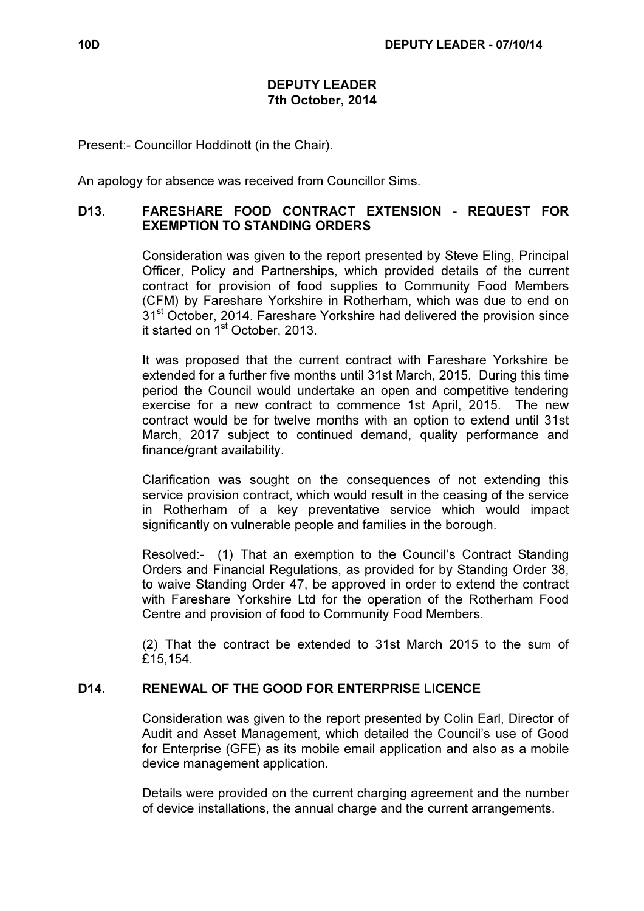# DEPUTY LEADER
## 7th October, 2014

Present:- Councillor Hoddinott (in the Chair).

An apology for absence was received from Councillor Sims.

### D13. FARESHARE FOOD CONTRACT EXTENSION - REQUEST FOR EXEMPTION TO STANDING ORDERS

Consideration was given to the report presented by Steve Eling, Principal Officer, Policy and Partnerships, which provided details of the current contract for provision of food supplies to Community Food Members (CFM) by Fareshare Yorkshire in Rotherham, which was due to end on 31st October, 2014. Fareshare Yorkshire had delivered the provision since it started on 1st October, 2013.

It was proposed that the current contract with Fareshare Yorkshire be extended for a further five months until 31st March, 2015. During this time period the Council would undertake an open and competitive tendering exercise for a new contract to commence 1st April, 2015. The new contract would be for twelve months with an option to extend until 31st March, 2017 subject to continued demand, quality performance and finance/grant availability.

Clarification was sought on the consequences of not extending this service provision contract, which would result in the ceasing of the service in Rotherham of a key preventative service which would impact significantly on vulnerable people and families in the borough.

Resolved:- (1) That an exemption to the Council's Contract Standing Orders and Financial Regulations, as provided for by Standing Order 38, to waive Standing Order 47, be approved in order to extend the contract with Fareshare Yorkshire Ltd for the operation of the Rotherham Food Centre and provision of food to Community Food Members.

(2) That the contract be extended to 31st March 2015 to the sum of £15,154.

### D14. RENEWAL OF THE GOOD FOR ENTERPRISE LICENCE

Consideration was given to the report presented by Colin Earl, Director of Audit and Asset Management, which detailed the Council's use of Good for Enterprise (GFE) as its mobile email application and also as a mobile device management application.

Details were provided on the current charging agreement and the number of device installations, the annual charge and the current arrangements.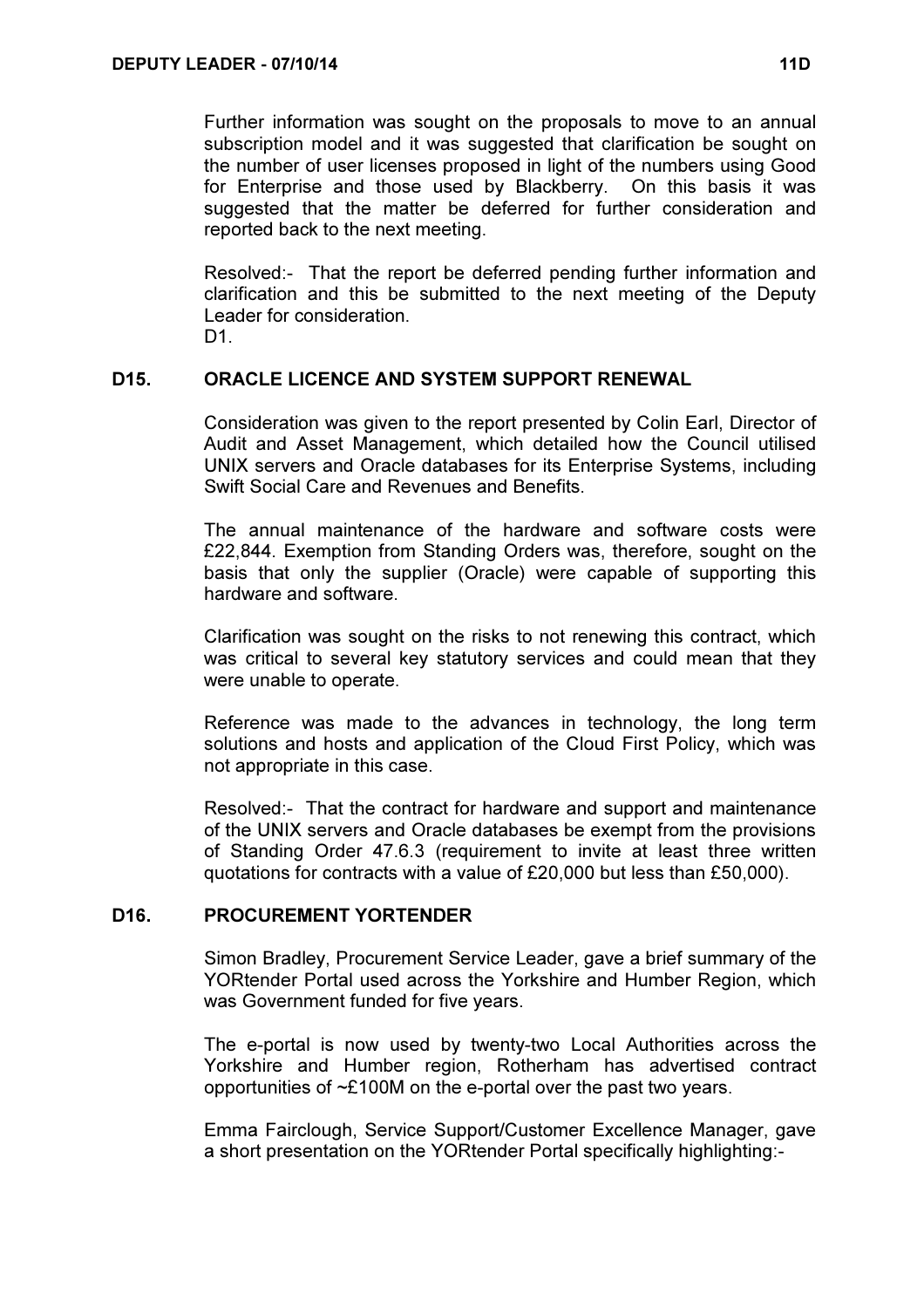Further information was sought on the proposals to move to an annual subscription model and it was suggested that clarification be sought on the number of user licenses proposed in light of the numbers using Good for Enterprise and those used by Blackberry. On this basis it was suggested that the matter be deferred for further consideration and reported back to the next meeting.

Resolved:- That the report be deferred pending further information and clarification and this be submitted to the next meeting of the Deputy Leader for consideration.
D1.

## D15. ORACLE LICENCE AND SYSTEM SUPPORT RENEWAL

Consideration was given to the report presented by Colin Earl, Director of Audit and Asset Management, which detailed how the Council utilised UNIX servers and Oracle databases for its Enterprise Systems, including Swift Social Care and Revenues and Benefits.

The annual maintenance of the hardware and software costs were £22,844. Exemption from Standing Orders was, therefore, sought on the basis that only the supplier (Oracle) were capable of supporting this hardware and software.

Clarification was sought on the risks to not renewing this contract, which was critical to several key statutory services and could mean that they were unable to operate.

Reference was made to the advances in technology, the long term solutions and hosts and application of the Cloud First Policy, which was not appropriate in this case.

Resolved:- That the contract for hardware and support and maintenance of the UNIX servers and Oracle databases be exempt from the provisions of Standing Order 47.6.3 (requirement to invite at least three written quotations for contracts with a value of £20,000 but less than £50,000).

## D16. PROCUREMENT YORTENDER

Simon Bradley, Procurement Service Leader, gave a brief summary of the YORtender Portal used across the Yorkshire and Humber Region, which was Government funded for five years.

The e-portal is now used by twenty-two Local Authorities across the Yorkshire and Humber region, Rotherham has advertised contract opportunities of ~£100M on the e-portal over the past two years.

Emma Fairclough, Service Support/Customer Excellence Manager, gave a short presentation on the YORtender Portal specifically highlighting:-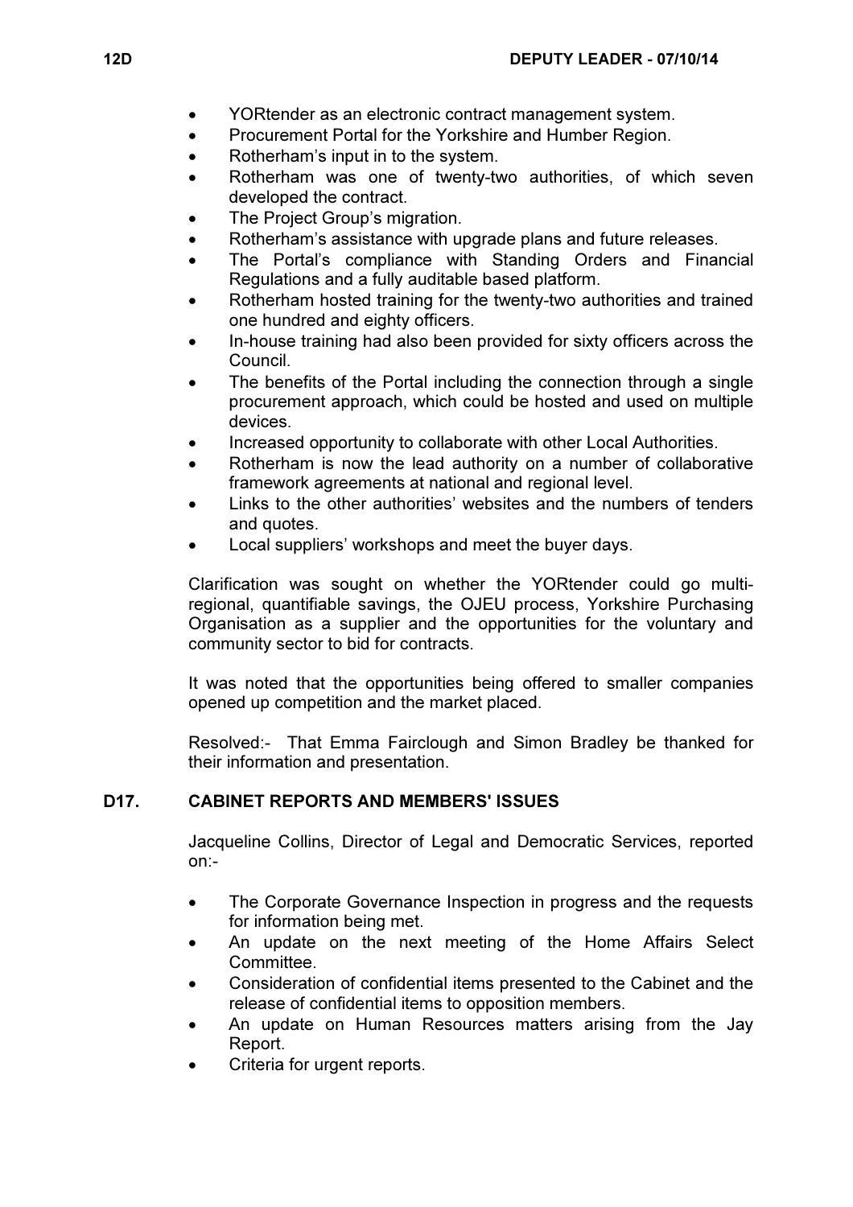- YORtender as an electronic contract management system.
- Procurement Portal for the Yorkshire and Humber Region.
- Rotherham's input in to the system.
- Rotherham was one of twenty-two authorities, of which seven developed the contract.
- The Project Group's migration.
- Rotherham's assistance with upgrade plans and future releases.
- The Portal's compliance with Standing Orders and Financial Regulations and a fully auditable based platform.
- Rotherham hosted training for the twenty-two authorities and trained one hundred and eighty officers.
- In-house training had also been provided for sixty officers across the Council.
- The benefits of the Portal including the connection through a single procurement approach, which could be hosted and used on multiple devices.
- Increased opportunity to collaborate with other Local Authorities.
- Rotherham is now the lead authority on a number of collaborative framework agreements at national and regional level.
- Links to the other authorities' websites and the numbers of tenders and quotes.
- Local suppliers' workshops and meet the buyer days.

Clarification was sought on whether the YORtender could go multi-regional, quantifiable savings, the OJEU process, Yorkshire Purchasing Organisation as a supplier and the opportunities for the voluntary and community sector to bid for contracts.

It was noted that the opportunities being offered to smaller companies opened up competition and the market placed.

Resolved:- That Emma Fairclough and Simon Bradley be thanked for their information and presentation.

## D17. CABINET REPORTS AND MEMBERS' ISSUES

Jacqueline Collins, Director of Legal and Democratic Services, reported on:-

- The Corporate Governance Inspection in progress and the requests for information being met.
- An update on the next meeting of the Home Affairs Select Committee.
- Consideration of confidential items presented to the Cabinet and the release of confidential items to opposition members.
- An update on Human Resources matters arising from the Jay Report.
- Criteria for urgent reports.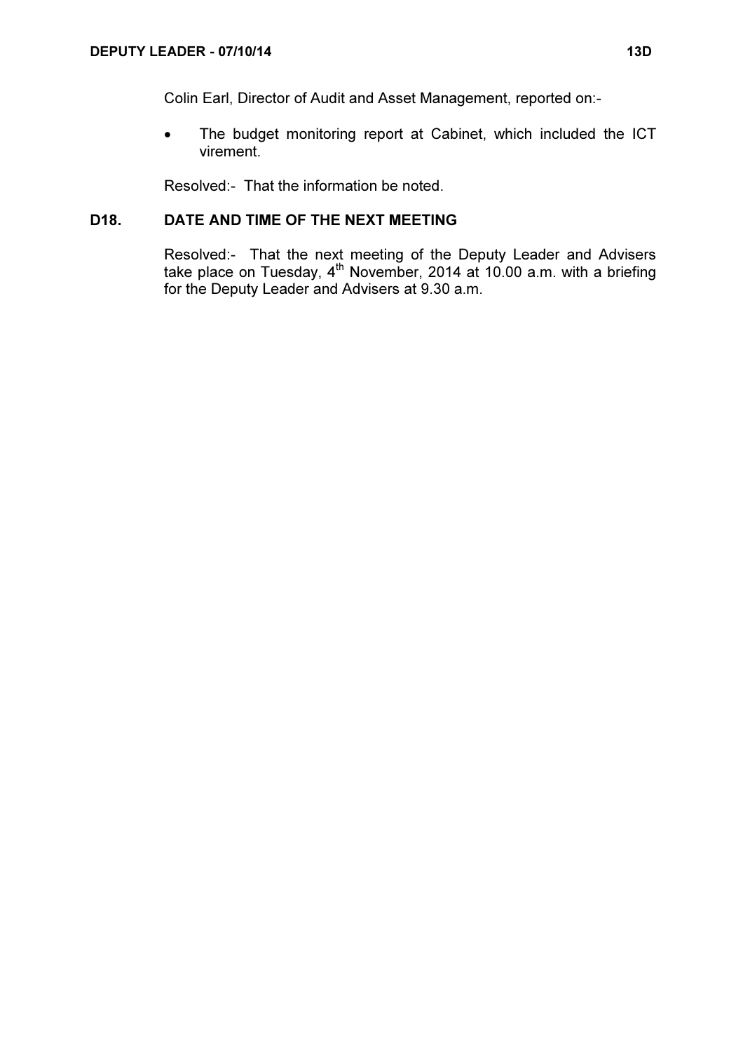Colin Earl, Director of Audit and Asset Management, reported on:-

- The budget monitoring report at Cabinet, which included the ICT virement.

Resolved:- That the information be noted.

## D18. DATE AND TIME OF THE NEXT MEETING

Resolved:- That the next meeting of the Deputy Leader and Advisers take place on Tuesday, 4th November, 2014 at 10.00 a.m. with a briefing for the Deputy Leader and Advisers at 9.30 a.m.